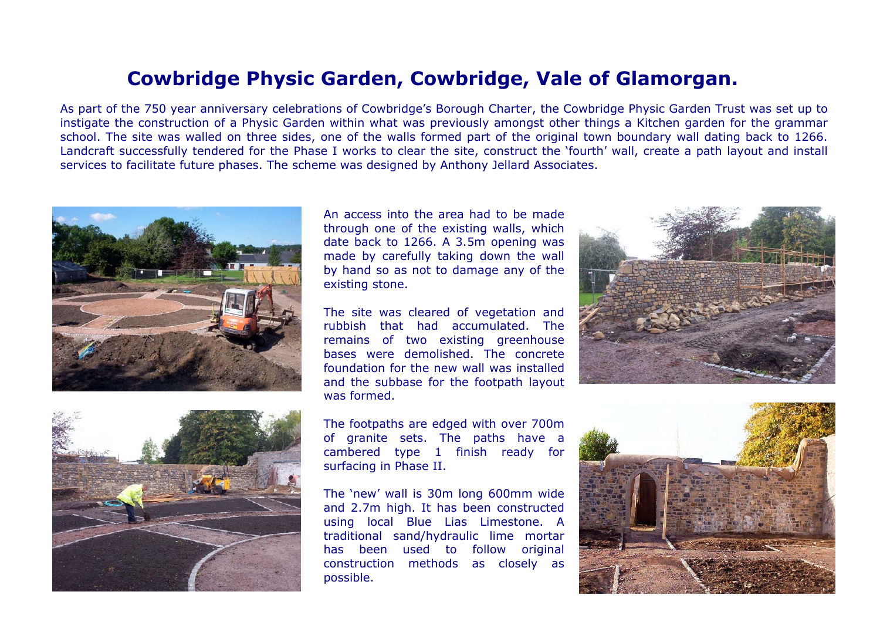# Cowbridge Physic Garden, Cowbridge, Vale of Glamorgan.

As part of the 750 year anniversary celebrations of Cowbridge's Borough Charter, the Cowbridge Physic Garden Trust was set up to instigate the construction of a Physic Garden within what was previously amongst other things a Kitchen garden for the grammar school. The site was walled on three sides, one of the walls formed part of the original town boundary wall dating back to 1266. Landcraft successfully tendered for the Phase I works to clear the site, construct the 'fourth' wall, create a path layout and install services to facilitate future phases. The scheme was designed by Anthony Jellard Associates.

An access into the area had to be made through one of the existing walls, which date back to 1266. A 3.5m opening was made by carefully taking down the wall by hand so as not to damage any of the existing stone.

The site was cleared of vegetation and rubbish that had accumulated. The remains of two existing greenhouse bases were demolished. The concrete foundation for the new wall was installed and the subbase for the footpath layout was formed.

The footpaths are edged with over 700m of granite sets. The paths have a cambered type 1 finish ready for surfacing in Phase II.

The 'new' wall is 30m long 600mm wide and 2.7m high. It has been constructed using local Blue Lias Limestone. A traditional sand/hydraulic lime mortar has been used to follow original construction methods as closely as possible.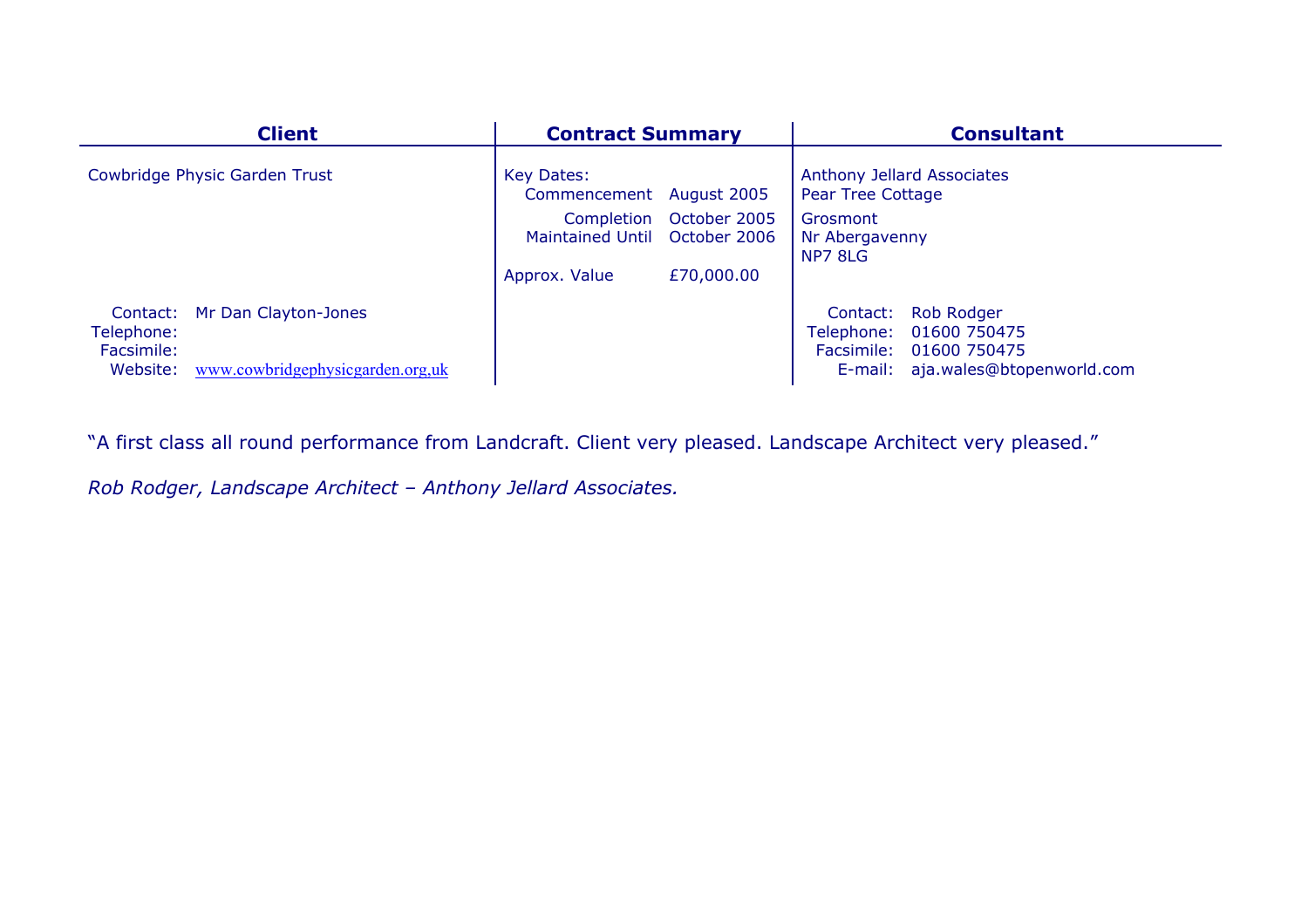| Client | | Contract Summary | | Consultant | |
|---|---|---|---|---|---|
| Cowbridge Physic Garden Trust | | Key Dates: | | Anthony Jellard Associates | |
| | | Commencement | August 2005 | Pear Tree Cottage | |
| | | Completion | October 2005 | Grosmont | |
| | | Maintained Until | October 2006 | Nr Abergavenny | |
| | | | | NP7 8LG | |
| | | Approx. Value | £70,000.00 | | |
| Contact: | Mr Dan Clayton-Jones | | | Contact: | Rob Rodger |
| Telephone: | | | | Telephone: | 01600 750475 |
| Facsimile: | | | | Facsimile: | 01600 750475 |
| Website: | www.cowbridgephysicgarden.org,uk | | | E-mail: | aja.wales@btopenworld.com |

"A first class all round performance from Landcraft. Client very pleased. Landscape Architect very pleased."

*Rob Rodger, Landscape Architect – Anthony Jellard Associates.*